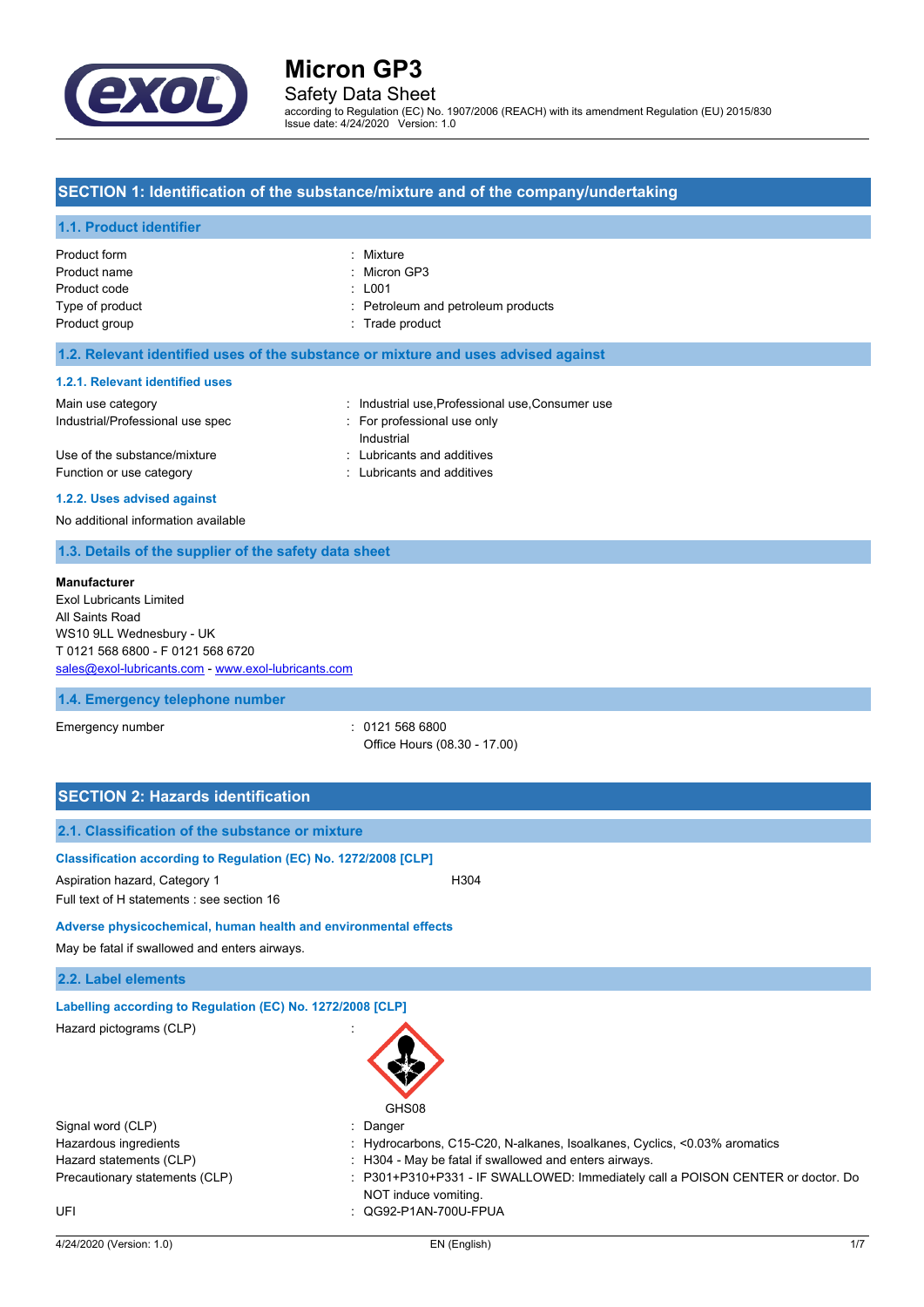# Micron GP3

Safety Data Sheet

according to Regulation (EC) No. 1907/2006 (REACH) with its amendment Regulation (EU) 2015/830
Issue date: 4/24/2020 Version: 1.0

## SECTION 1: Identification of the substance/mixture and of the company/undertaking

### 1.1. Product identifier

| | |
|---|---|
| Product form | : Mixture |
| Product name | : Micron GP3 |
| Product code | : L001 |
| Type of product | : Petroleum and petroleum products |
| Product group | : Trade product |

### 1.2. Relevant identified uses of the substance or mixture and uses advised against

#### 1.2.1. Relevant identified uses

| | |
|---|---|
| Main use category | : Industrial use,Professional use,Consumer use |
| Industrial/Professional use spec | : For professional use only<br>Industrial |
| Use of the substance/mixture | : Lubricants and additives |
| Function or use category | : Lubricants and additives |

#### 1.2.2. Uses advised against

No additional information available

### 1.3. Details of the supplier of the safety data sheet

**Manufacturer**
Exol Lubricants Limited
All Saints Road
WS10 9LL Wednesbury - UK
T 0121 568 6800 - F 0121 568 6720
sales@exol-lubricants.com - www.exol-lubricants.com

### 1.4. Emergency telephone number

| | |
|---|---|
| Emergency number | : 0121 568 6800<br>Office Hours (08.30 - 17.00) |

## SECTION 2: Hazards identification

### 2.1. Classification of the substance or mixture

#### Classification according to Regulation (EC) No. 1272/2008 [CLP]

Aspiration hazard, Category 1 H304

Full text of H statements : see section 16

#### Adverse physicochemical, human health and environmental effects

May be fatal if swallowed and enters airways.

### 2.2. Label elements

#### Labelling according to Regulation (EC) No. 1272/2008 [CLP]

| | |
|---|---|
| Hazard pictograms (CLP) | : GHS08 |
| Signal word (CLP) | : Danger |
| Hazardous ingredients | : Hydrocarbons, C15-C20, N-alkanes, Isoalkanes, Cyclics, <0.03% aromatics |
| Hazard statements (CLP) | : H304 - May be fatal if swallowed and enters airways. |
| Precautionary statements (CLP) | : P301+P310+P331 - IF SWALLOWED: Immediately call a POISON CENTER or doctor. Do NOT induce vomiting. |
| UFI | : QG92-P1AN-700U-FPUA |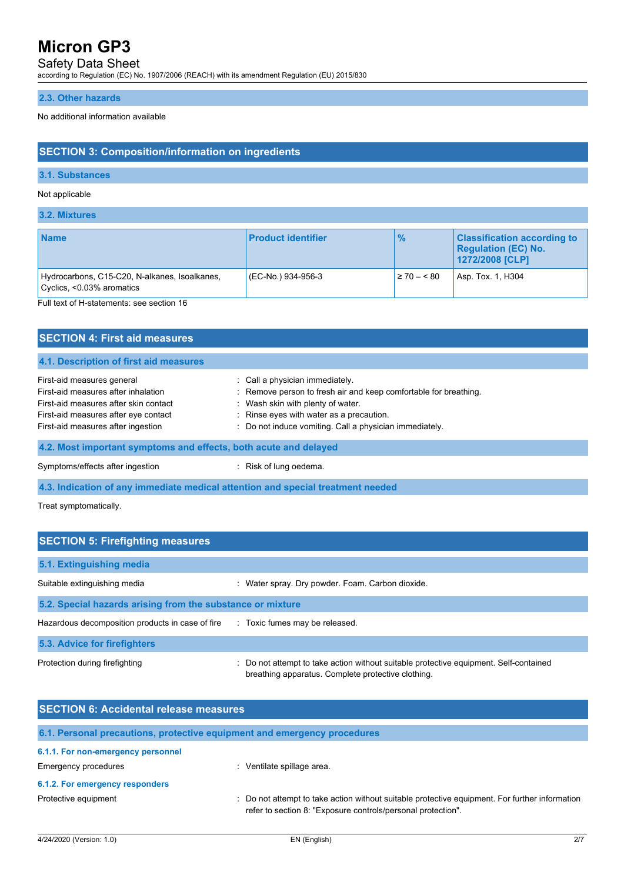### 2.3. Other hazards

No additional information available

## SECTION 3: Composition/information on ingredients

### 3.1. Substances

Not applicable

### 3.2. Mixtures

| Name | Product identifier | % | Classification according to Regulation (EC) No. 1272/2008 [CLP] |
|---|---|---|---|
| Hydrocarbons, C15-C20, N-alkanes, Isoalkanes, Cyclics, <0.03% aromatics | (EC-No.) 934-956-3 | ≥ 70 – < 80 | Asp. Tox. 1, H304 |

Full text of H-statements: see section 16

## SECTION 4: First aid measures

### 4.1. Description of first aid measures

First-aid measures general : Call a physician immediately.

First-aid measures after inhalation : Remove person to fresh air and keep comfortable for breathing.

First-aid measures after skin contact : Wash skin with plenty of water.

First-aid measures after eye contact : Rinse eyes with water as a precaution.

First-aid measures after ingestion : Do not induce vomiting. Call a physician immediately.

### 4.2. Most important symptoms and effects, both acute and delayed

Symptoms/effects after ingestion : Risk of lung oedema.

### 4.3. Indication of any immediate medical attention and special treatment needed

Treat symptomatically.

## SECTION 5: Firefighting measures

### 5.1. Extinguishing media

Suitable extinguishing media : Water spray. Dry powder. Foam. Carbon dioxide.

### 5.2. Special hazards arising from the substance or mixture

Hazardous decomposition products in case of fire : Toxic fumes may be released.

### 5.3. Advice for firefighters

Protection during firefighting : Do not attempt to take action without suitable protective equipment. Self-contained breathing apparatus. Complete protective clothing.

## SECTION 6: Accidental release measures

### 6.1. Personal precautions, protective equipment and emergency procedures

#### 6.1.1. For non-emergency personnel

Emergency procedures : Ventilate spillage area.

#### 6.1.2. For emergency responders

Protective equipment : Do not attempt to take action without suitable protective equipment. For further information refer to section 8: "Exposure controls/personal protection".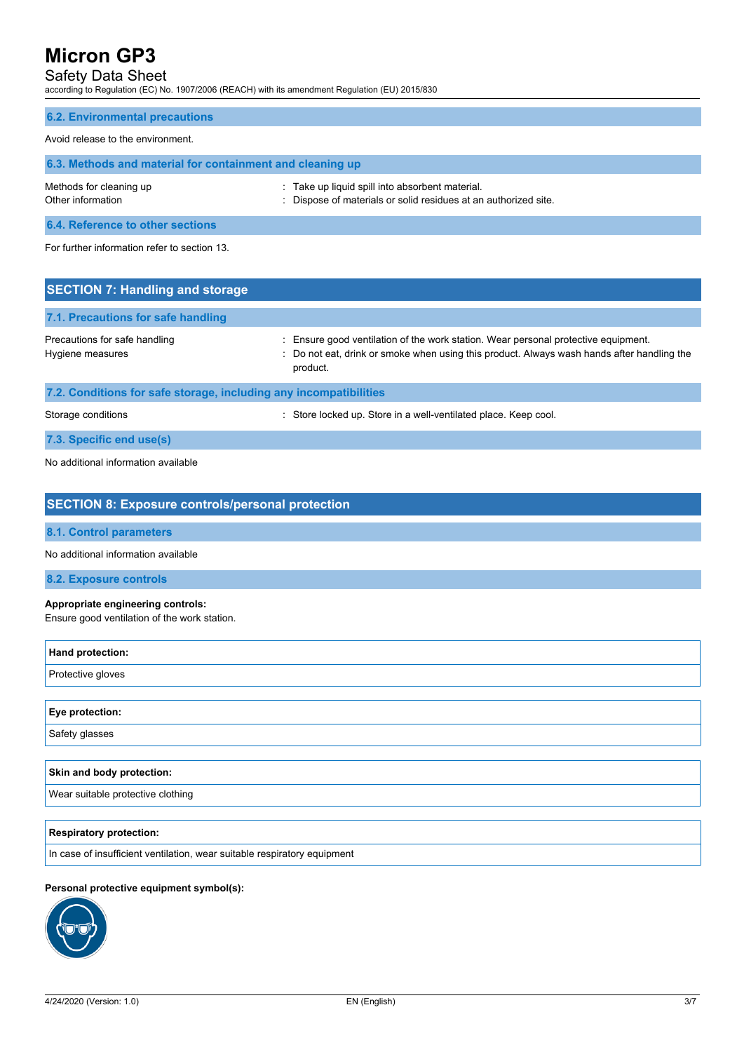### 6.2. Environmental precautions

Avoid release to the environment.

### 6.3. Methods and material for containment and cleaning up

| | |
|---|---|
| Methods for cleaning up | : Take up liquid spill into absorbent material. |
| Other information | : Dispose of materials or solid residues at an authorized site. |

### 6.4. Reference to other sections

For further information refer to section 13.

## SECTION 7: Handling and storage

### 7.1. Precautions for safe handling

| | |
|---|---|
| Precautions for safe handling | : Ensure good ventilation of the work station. Wear personal protective equipment. |
| Hygiene measures | : Do not eat, drink or smoke when using this product. Always wash hands after handling the product. |

### 7.2. Conditions for safe storage, including any incompatibilities

| | |
|---|---|
| Storage conditions | : Store locked up. Store in a well-ventilated place. Keep cool. |

### 7.3. Specific end use(s)

No additional information available

## SECTION 8: Exposure controls/personal protection

### 8.1. Control parameters

No additional information available

### 8.2. Exposure controls

**Appropriate engineering controls:**
Ensure good ventilation of the work station.

| Hand protection: |
|---|
| Protective gloves |

| Eye protection: |
|---|
| Safety glasses |

| Skin and body protection: |
|---|
| Wear suitable protective clothing |

| Respiratory protection: |
|---|
| In case of insufficient ventilation, wear suitable respiratory equipment |

**Personal protective equipment symbol(s):**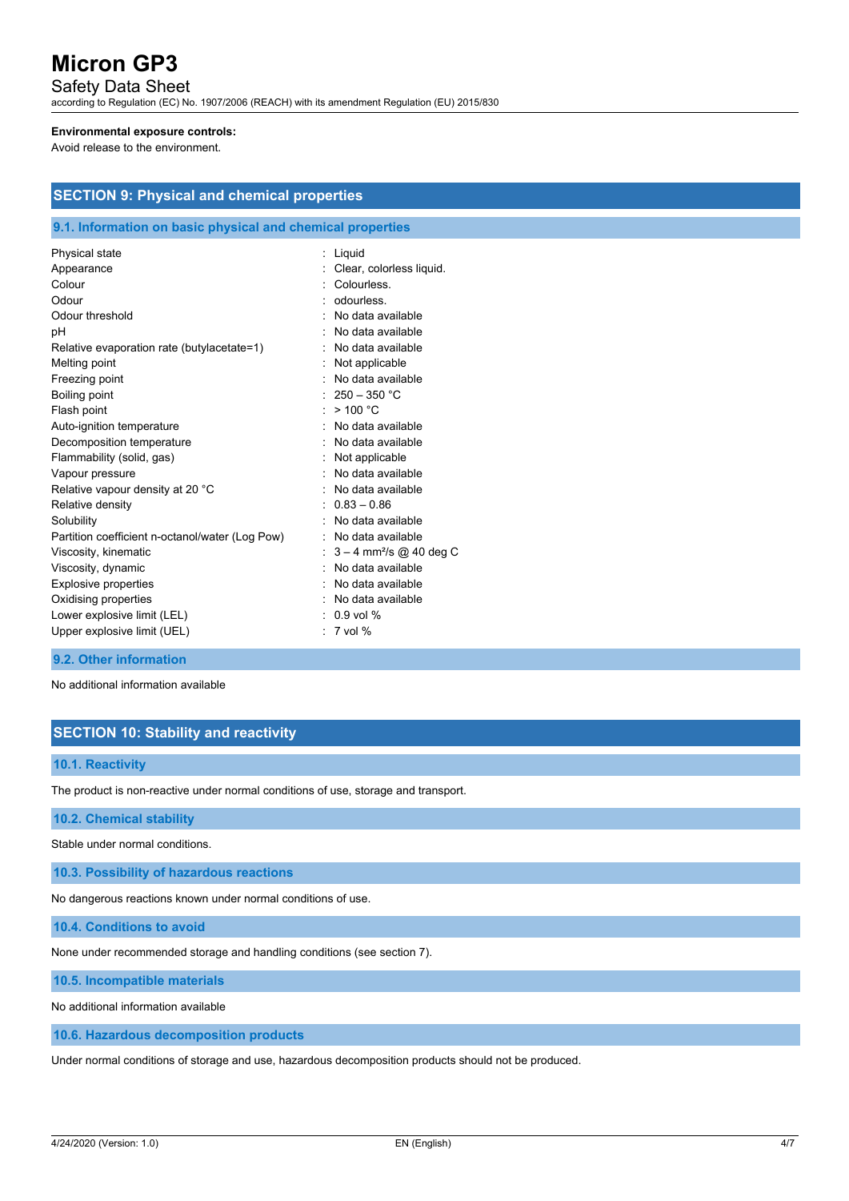**Environmental exposure controls:**

Avoid release to the environment.

## SECTION 9: Physical and chemical properties

### 9.1. Information on basic physical and chemical properties

| | |
|---|---|
| Physical state | : Liquid |
| Appearance | : Clear, colorless liquid. |
| Colour | : Colourless. |
| Odour | : odourless. |
| Odour threshold | : No data available |
| pH | : No data available |
| Relative evaporation rate (butylacetate=1) | : No data available |
| Melting point | : Not applicable |
| Freezing point | : No data available |
| Boiling point | : 250 – 350 °C |
| Flash point | : > 100 °C |
| Auto-ignition temperature | : No data available |
| Decomposition temperature | : No data available |
| Flammability (solid, gas) | : Not applicable |
| Vapour pressure | : No data available |
| Relative vapour density at 20 °C | : No data available |
| Relative density | : 0.83 – 0.86 |
| Solubility | : No data available |
| Partition coefficient n-octanol/water (Log Pow) | : No data available |
| Viscosity, kinematic | : 3 – 4 $mm^2/s$ @ 40 deg C |
| Viscosity, dynamic | : No data available |
| Explosive properties | : No data available |
| Oxidising properties | : No data available |
| Lower explosive limit (LEL) | : 0.9 vol % |
| Upper explosive limit (UEL) | : 7 vol % |

### 9.2. Other information

No additional information available

## SECTION 10: Stability and reactivity

### 10.1. Reactivity

The product is non-reactive under normal conditions of use, storage and transport.

### 10.2. Chemical stability

Stable under normal conditions.

### 10.3. Possibility of hazardous reactions

No dangerous reactions known under normal conditions of use.

### 10.4. Conditions to avoid

None under recommended storage and handling conditions (see section 7).

### 10.5. Incompatible materials

No additional information available

### 10.6. Hazardous decomposition products

Under normal conditions of storage and use, hazardous decomposition products should not be produced.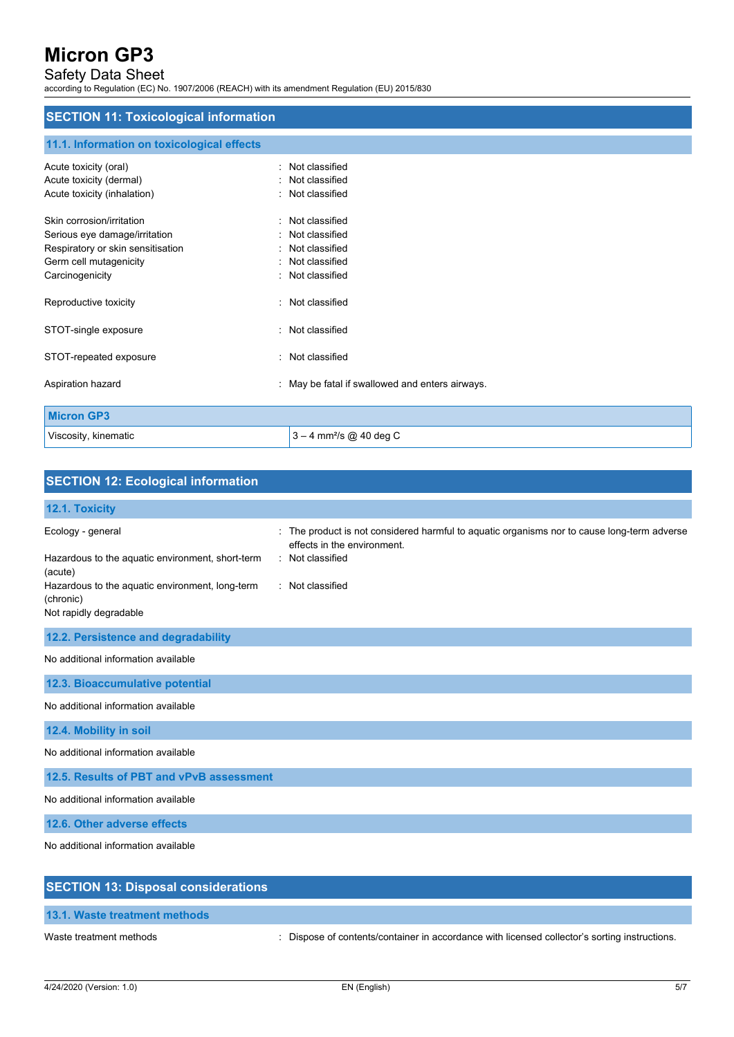## SECTION 11: Toxicological information

### 11.1. Information on toxicological effects

Acute toxicity (oral) : Not classified
Acute toxicity (dermal) : Not classified
Acute toxicity (inhalation) : Not classified

Skin corrosion/irritation : Not classified
Serious eye damage/irritation : Not classified
Respiratory or skin sensitisation : Not classified
Germ cell mutagenicity : Not classified
Carcinogenicity : Not classified

Reproductive toxicity : Not classified

STOT-single exposure : Not classified

STOT-repeated exposure : Not classified

Aspiration hazard : May be fatal if swallowed and enters airways.

| Micron GP3 | |
|---|---|
| Viscosity, kinematic | 3 – 4 $mm^2/s$ @ 40 deg C |

## SECTION 12: Ecological information

### 12.1. Toxicity

Ecology - general : The product is not considered harmful to aquatic organisms nor to cause long-term adverse effects in the environment.
Hazardous to the aquatic environment, short-term (acute) : Not classified
Hazardous to the aquatic environment, long-term (chronic) : Not classified
Not rapidly degradable

### 12.2. Persistence and degradability

No additional information available

### 12.3. Bioaccumulative potential

No additional information available

### 12.4. Mobility in soil

No additional information available

### 12.5. Results of PBT and vPvB assessment

No additional information available

### 12.6. Other adverse effects

No additional information available

## SECTION 13: Disposal considerations

### 13.1. Waste treatment methods

Waste treatment methods : Dispose of contents/container in accordance with licensed collector's sorting instructions.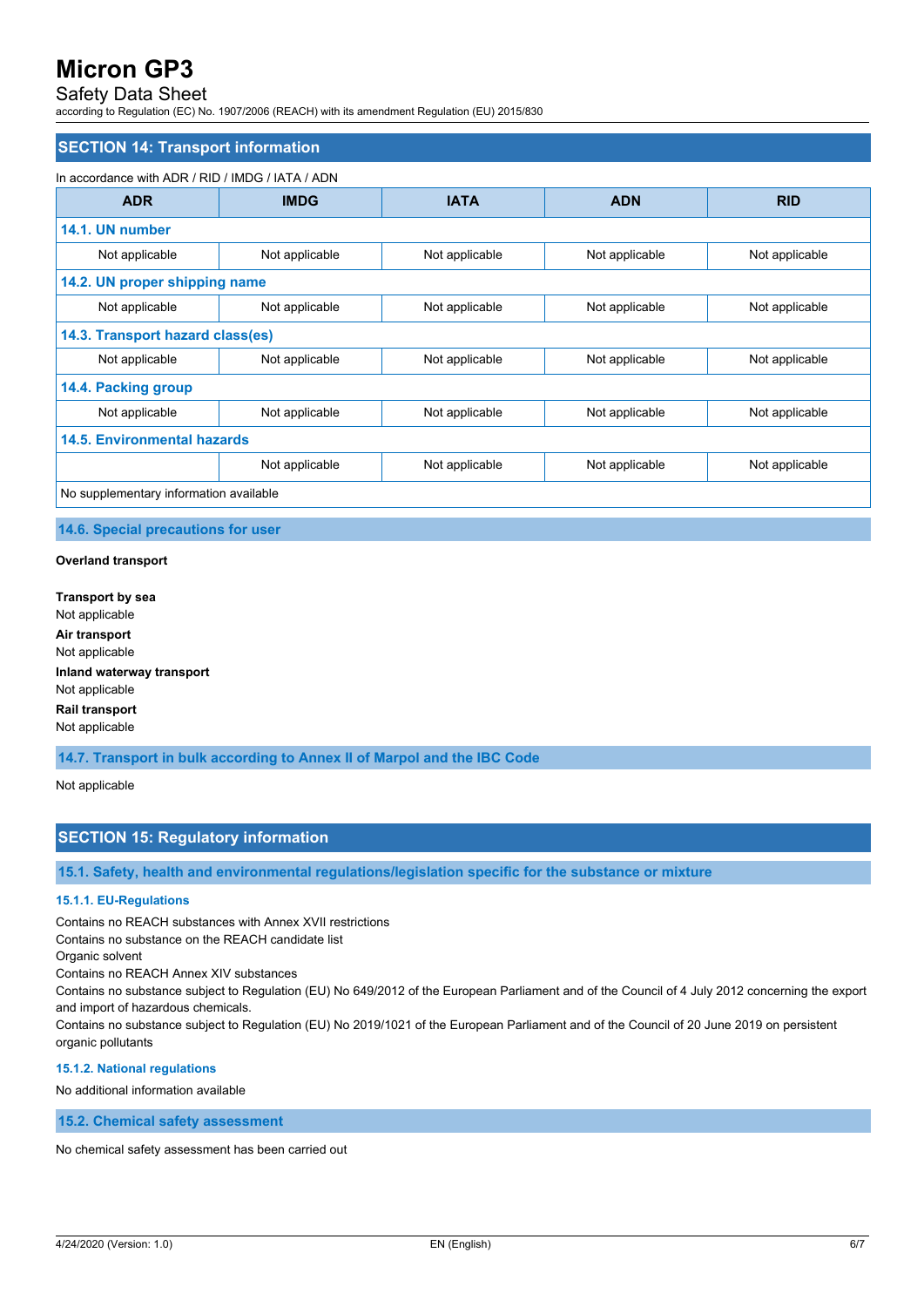## SECTION 14: Transport information

In accordance with ADR / RID / IMDG / IATA / ADN

| ADR | IMDG | IATA | ADN | RID |
|---|---|---|---|---|
| **14.1. UN number** | | | | |
| Not applicable | Not applicable | Not applicable | Not applicable | Not applicable |
| **14.2. UN proper shipping name** | | | | |
| Not applicable | Not applicable | Not applicable | Not applicable | Not applicable |
| **14.3. Transport hazard class(es)** | | | | |
| Not applicable | Not applicable | Not applicable | Not applicable | Not applicable |
| **14.4. Packing group** | | | | |
| Not applicable | Not applicable | Not applicable | Not applicable | Not applicable |
| **14.5. Environmental hazards** | | | | |
| | Not applicable | Not applicable | Not applicable | Not applicable |
| No supplementary information available | | | | |

### 14.6. Special precautions for user

**Overland transport**

**Transport by sea**
Not applicable

**Air transport**
Not applicable

**Inland waterway transport**
Not applicable

**Rail transport**
Not applicable

### 14.7. Transport in bulk according to Annex II of Marpol and the IBC Code

Not applicable

## SECTION 15: Regulatory information

### 15.1. Safety, health and environmental regulations/legislation specific for the substance or mixture

#### 15.1.1. EU-Regulations

Contains no REACH substances with Annex XVII restrictions
Contains no substance on the REACH candidate list
Organic solvent
Contains no REACH Annex XIV substances
Contains no substance subject to Regulation (EU) No 649/2012 of the European Parliament and of the Council of 4 July 2012 concerning the export and import of hazardous chemicals.
Contains no substance subject to Regulation (EU) No 2019/1021 of the European Parliament and of the Council of 20 June 2019 on persistent organic pollutants

#### 15.1.2. National regulations

No additional information available

### 15.2. Chemical safety assessment

No chemical safety assessment has been carried out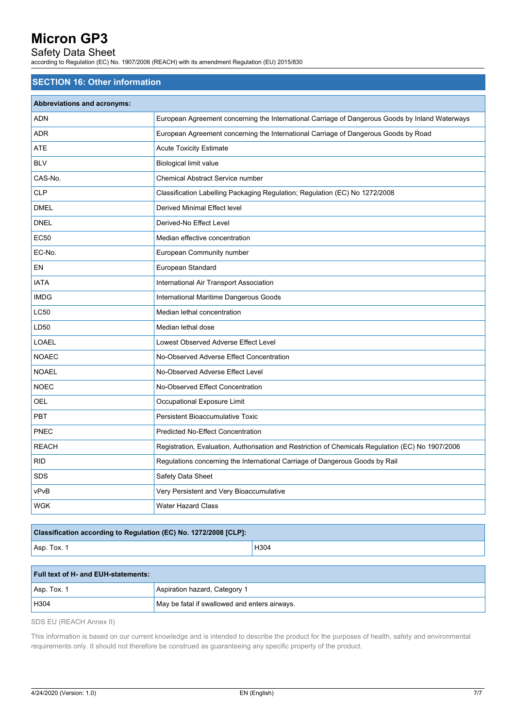## SECTION 16: Other information

| Abbreviations and acronyms: | |
|---|---|
| ADN | European Agreement concerning the International Carriage of Dangerous Goods by Inland Waterways |
| ADR | European Agreement concerning the International Carriage of Dangerous Goods by Road |
| ATE | Acute Toxicity Estimate |
| BLV | Biological limit value |
| CAS-No. | Chemical Abstract Service number |
| CLP | Classification Labelling Packaging Regulation; Regulation (EC) No 1272/2008 |
| DMEL | Derived Minimal Effect level |
| DNEL | Derived-No Effect Level |
| EC50 | Median effective concentration |
| EC-No. | European Community number |
| EN | European Standard |
| IATA | International Air Transport Association |
| IMDG | International Maritime Dangerous Goods |
| LC50 | Median lethal concentration |
| LD50 | Median lethal dose |
| LOAEL | Lowest Observed Adverse Effect Level |
| NOAEC | No-Observed Adverse Effect Concentration |
| NOAEL | No-Observed Adverse Effect Level |
| NOEC | No-Observed Effect Concentration |
| OEL | Occupational Exposure Limit |
| PBT | Persistent Bioaccumulative Toxic |
| PNEC | Predicted No-Effect Concentration |
| REACH | Registration, Evaluation, Authorisation and Restriction of Chemicals Regulation (EC) No 1907/2006 |
| RID | Regulations concerning the International Carriage of Dangerous Goods by Rail |
| SDS | Safety Data Sheet |
| vPvB | Very Persistent and Very Bioaccumulative |
| WGK | Water Hazard Class |

| Classification according to Regulation (EC) No. 1272/2008 [CLP]: | |
|---|---|
| Asp. Tox. 1 | H304 |

| Full text of H- and EUH-statements: | |
|---|---|
| Asp. Tox. 1 | Aspiration hazard, Category 1 |
| H304 | May be fatal if swallowed and enters airways. |

SDS EU (REACH Annex II)

This information is based on our current knowledge and is intended to describe the product for the purposes of health, safety and environmental requirements only. It should not therefore be construed as guaranteeing any specific property of the product.